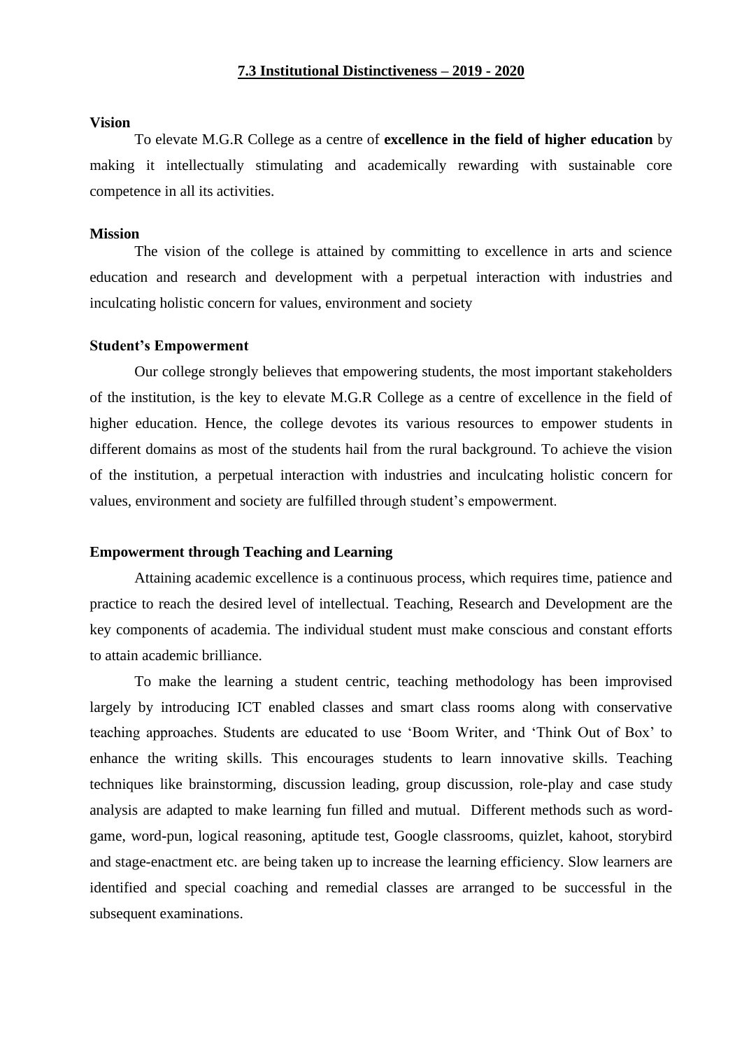## **7.3 Institutional Distinctiveness – 2019 - 2020**

**Vision**

To elevate M.G.R College as a centre of **excellence in the field of higher education** by making it intellectually stimulating and academically rewarding with sustainable core competence in all its activities.

**Mission**

The vision of the college is attained by committing to excellence in arts and science education and research and development with a perpetual interaction with industries and inculcating holistic concern for values, environment and society

**Student's Empowerment**

Our college strongly believes that empowering students, the most important stakeholders of the institution, is the key to elevate M.G.R College as a centre of excellence in the field of higher education. Hence, the college devotes its various resources to empower students in different domains as most of the students hail from the rural background. To achieve the vision of the institution, a perpetual interaction with industries and inculcating holistic concern for values, environment and society are fulfilled through student's empowerment.

**Empowerment through Teaching and Learning**

Attaining academic excellence is a continuous process, which requires time, patience and practice to reach the desired level of intellectual. Teaching, Research and Development are the key components of academia. The individual student must make conscious and constant efforts to attain academic brilliance.

To make the learning a student centric, teaching methodology has been improvised largely by introducing ICT enabled classes and smart class rooms along with conservative teaching approaches. Students are educated to use 'Boom Writer, and 'Think Out of Box' to enhance the writing skills. This encourages students to learn innovative skills. Teaching techniques like brainstorming, discussion leading, group discussion, role-play and case study analysis are adapted to make learning fun filled and mutual. Different methods such as word-game, word-pun, logical reasoning, aptitude test, Google classrooms, quizlet, kahoot, storybird and stage-enactment etc. are being taken up to increase the learning efficiency. Slow learners are identified and special coaching and remedial classes are arranged to be successful in the subsequent examinations.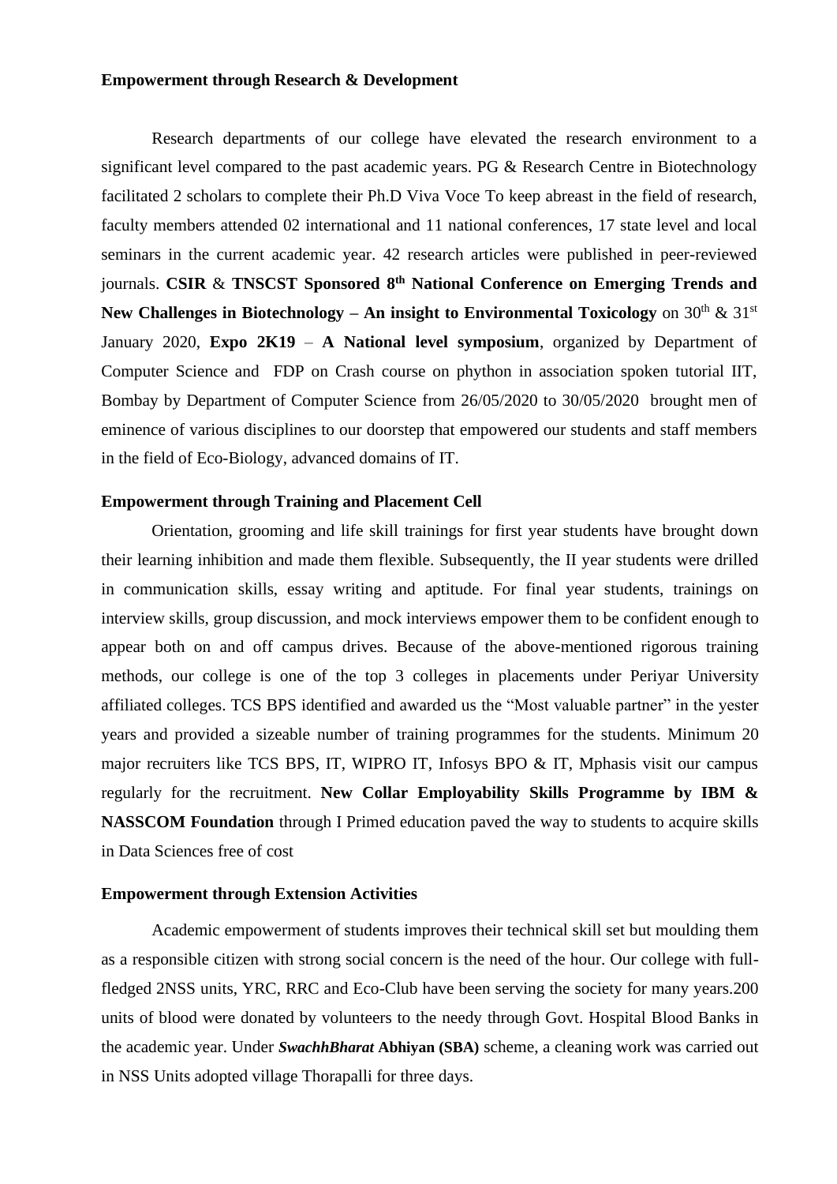**Empowerment through Research & Development**

Research departments of our college have elevated the research environment to a significant level compared to the past academic years. PG & Research Centre in Biotechnology facilitated 2 scholars to complete their Ph.D Viva Voce To keep abreast in the field of research, faculty members attended 02 international and 11 national conferences, 17 state level and local seminars in the current academic year. 42 research articles were published in peer-reviewed journals. **CSIR** & **TNSCST Sponsored 8th National Conference on Emerging Trends and New Challenges in Biotechnology – An insight to Environmental Toxicology** on 30th & 31st January 2020, **Expo 2K19** – **A National level symposium**, organized by Department of Computer Science and FDP on Crash course on phython in association spoken tutorial IIT, Bombay by Department of Computer Science from 26/05/2020 to 30/05/2020 brought men of eminence of various disciplines to our doorstep that empowered our students and staff members in the field of Eco-Biology, advanced domains of IT.

**Empowerment through Training and Placement Cell**

Orientation, grooming and life skill trainings for first year students have brought down their learning inhibition and made them flexible. Subsequently, the II year students were drilled in communication skills, essay writing and aptitude. For final year students, trainings on interview skills, group discussion, and mock interviews empower them to be confident enough to appear both on and off campus drives. Because of the above-mentioned rigorous training methods, our college is one of the top 3 colleges in placements under Periyar University affiliated colleges. TCS BPS identified and awarded us the "Most valuable partner" in the yester years and provided a sizeable number of training programmes for the students. Minimum 20 major recruiters like TCS BPS, IT, WIPRO IT, Infosys BPO & IT, Mphasis visit our campus regularly for the recruitment. **New Collar Employability Skills Programme by IBM & NASSCOM Foundation** through I Primed education paved the way to students to acquire skills in Data Sciences free of cost

**Empowerment through Extension Activities**

Academic empowerment of students improves their technical skill set but moulding them as a responsible citizen with strong social concern is the need of the hour. Our college with full-fledged 2NSS units, YRC, RRC and Eco-Club have been serving the society for many years.200 units of blood were donated by volunteers to the needy through Govt. Hospital Blood Banks in the academic year. Under ***SwachhBharat*** **Abhiyan (SBA)** scheme, a cleaning work was carried out in NSS Units adopted village Thorapalli for three days.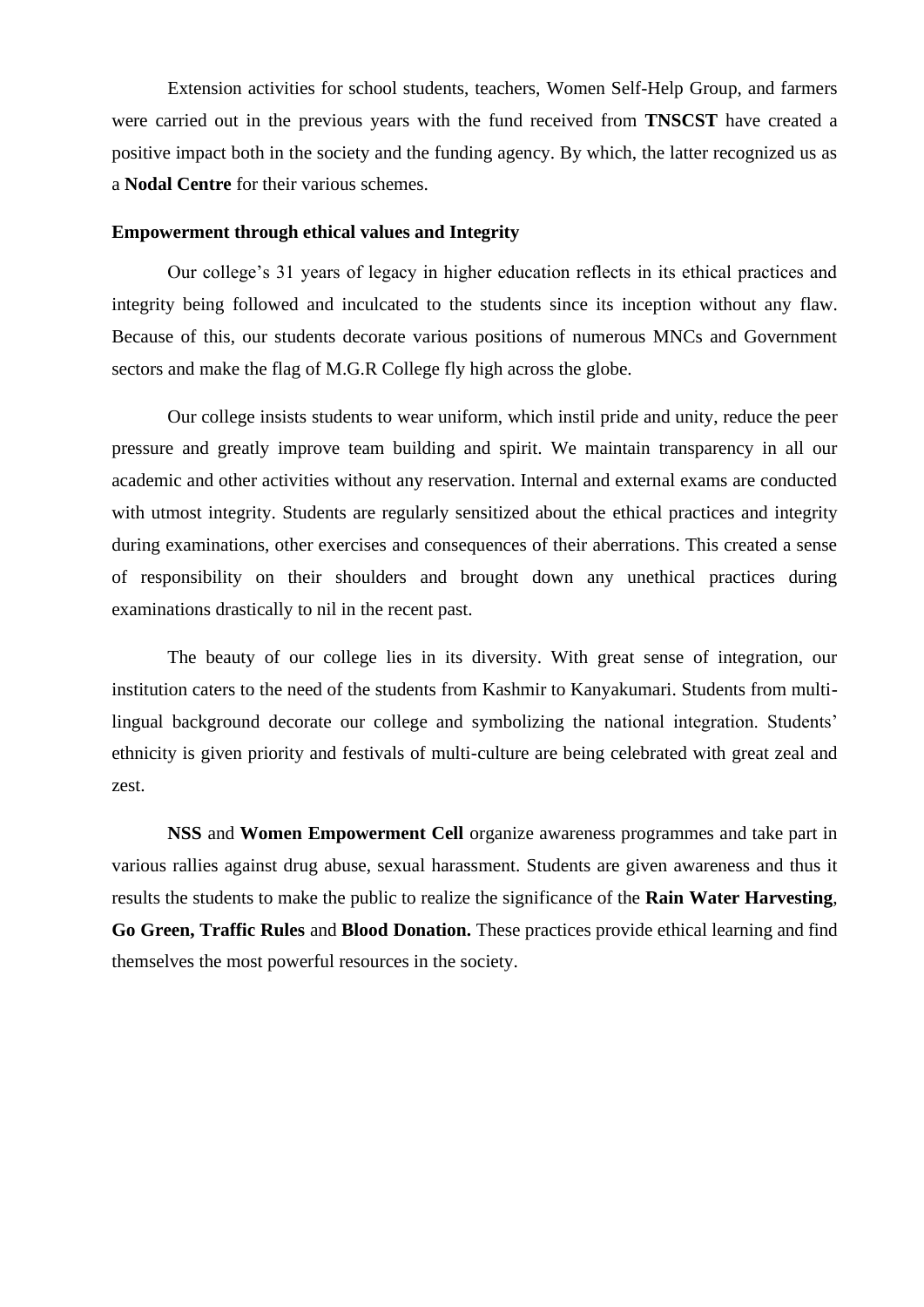Extension activities for school students, teachers, Women Self-Help Group, and farmers were carried out in the previous years with the fund received from **TNSCST** have created a positive impact both in the society and the funding agency. By which, the latter recognized us as a **Nodal Centre** for their various schemes.

**Empowerment through ethical values and Integrity**

Our college's 31 years of legacy in higher education reflects in its ethical practices and integrity being followed and inculcated to the students since its inception without any flaw. Because of this, our students decorate various positions of numerous MNCs and Government sectors and make the flag of M.G.R College fly high across the globe.

Our college insists students to wear uniform, which instil pride and unity, reduce the peer pressure and greatly improve team building and spirit. We maintain transparency in all our academic and other activities without any reservation. Internal and external exams are conducted with utmost integrity. Students are regularly sensitized about the ethical practices and integrity during examinations, other exercises and consequences of their aberrations. This created a sense of responsibility on their shoulders and brought down any unethical practices during examinations drastically to nil in the recent past.

The beauty of our college lies in its diversity. With great sense of integration, our institution caters to the need of the students from Kashmir to Kanyakumari. Students from multi-lingual background decorate our college and symbolizing the national integration. Students' ethnicity is given priority and festivals of multi-culture are being celebrated with great zeal and zest.

**NSS** and **Women Empowerment Cell** organize awareness programmes and take part in various rallies against drug abuse, sexual harassment. Students are given awareness and thus it results the students to make the public to realize the significance of the **Rain Water Harvesting**, **Go Green, Traffic Rules** and **Blood Donation.** These practices provide ethical learning and find themselves the most powerful resources in the society.